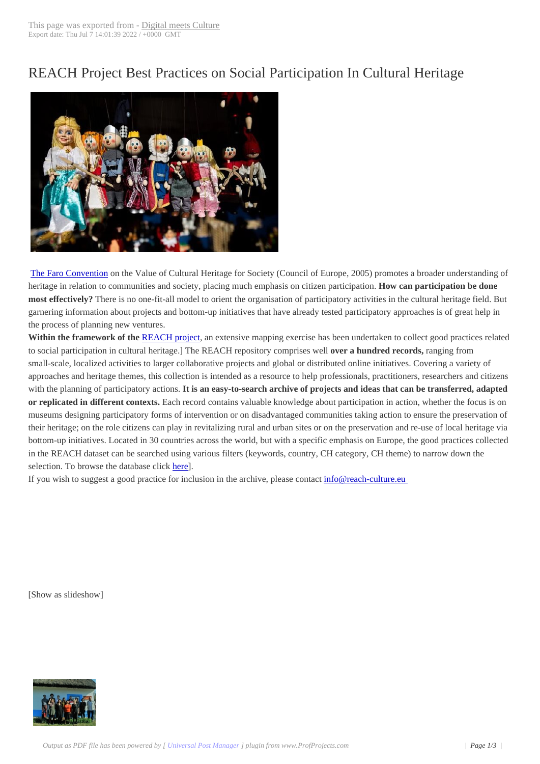# REACH Project Best Practices on Social Participation In Cultural Heritage

The Faro Convention on the Value of Cultural Heritage for Society (Council of Europe, 2005) promotes a broader understanding of heritage in relation to communities and society, placing much emphasis on citizen participation. **How can participation be done most effectively?** There is no one-fit-all model to orient the organisation of participatory activities in the cultural heritage field. But garnering information about projects and bottom-up initiatives that have already tested participatory approaches is of great help in the process of planning new ventures.

**Within the framework of the** REACH project, an extensive mapping exercise has been undertaken to collect good practices related to social participation in cultural heritage.] The REACH repository comprises well **over a hundred records,** ranging from small-scale, localized activities to larger collaborative projects and global or distributed online initiatives. Covering a variety of approaches and heritage themes, this collection is intended as a resource to help professionals, practitioners, researchers and citizens with the planning of participatory actions. **It is an easy-to-search archive of projects and ideas that can be transferred, adapted or replicated in different contexts.** Each record contains valuable knowledge about participation in action, whether the focus is on museums designing participatory forms of intervention or on disadvantaged communities taking action to ensure the preservation of their heritage; on the role citizens can play in revitalizing rural and urban sites or on the preservation and re-use of local heritage via bottom-up initiatives. Located in 30 countries across the world, but with a specific emphasis on Europe, the good practices collected in the REACH dataset can be searched using various filters (keywords, country, CH category, CH theme) to narrow down the selection. To browse the database click here].

If you wish to suggest a good practice for inclusion in the archive, please contact info@reach-culture.eu

[Show as slideshow]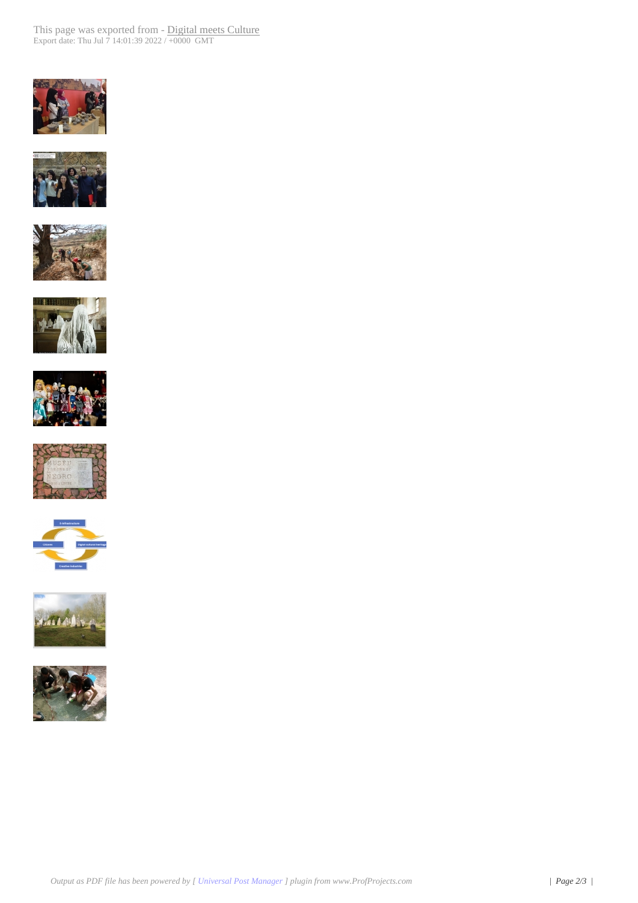E-infrastructure

Citizens

Digital cultural heritage

Creative Industries